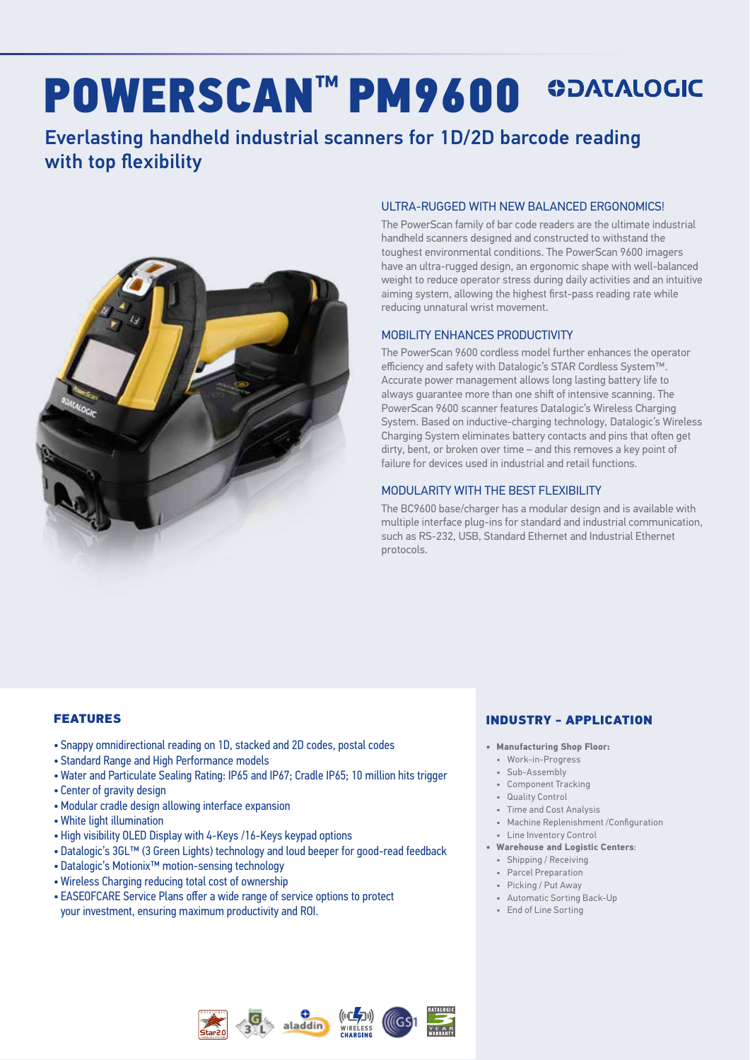# POWERSCAN™ PM9600

DATALOGIC

## Everlasting handheld industrial scanners for 1D/2D barcode reading with top flexibility

### ULTRA-RUGGED WITH NEW BALANCED ERGONOMICS!

The PowerScan family of bar code readers are the ultimate industrial handheld scanners designed and constructed to withstand the toughest environmental conditions. The PowerScan 9600 imagers have an ultra-rugged design, an ergonomic shape with well-balanced weight to reduce operator stress during daily activities and an intuitive aiming system, allowing the highest first-pass reading rate while reducing unnatural wrist movement.

### MOBILITY ENHANCES PRODUCTIVITY

The PowerScan 9600 cordless model further enhances the operator efficiency and safety with Datalogic's STAR Cordless System™. Accurate power management allows long lasting battery life to always guarantee more than one shift of intensive scanning. The PowerScan 9600 scanner features Datalogic's Wireless Charging System. Based on inductive-charging technology, Datalogic's Wireless Charging System eliminates battery contacts and pins that often get dirty, bent, or broken over time – and this removes a key point of failure for devices used in industrial and retail functions.

### MODULARITY WITH THE BEST FLEXIBILITY

The BC9600 base/charger has a modular design and is available with multiple interface plug-ins for standard and industrial communication, such as RS-232, USB, Standard Ethernet and Industrial Ethernet protocols.

### FEATURES

- Snappy omnidirectional reading on 1D, stacked and 2D codes, postal codes
- Standard Range and High Performance models
- Water and Particulate Sealing Rating: IP65 and IP67; Cradle IP65; 10 million hits trigger
- Center of gravity design
- Modular cradle design allowing interface expansion
- White light illumination
- High visibility OLED Display with 4-Keys /16-Keys keypad options
- Datalogic's 3GL™ (3 Green Lights) technology and loud beeper for good-read feedback
- Datalogic's Motionix™ motion-sensing technology
- Wireless Charging reducing total cost of ownership
- EASEOFCARE Service Plans offer a wide range of service options to protect your investment, ensuring maximum productivity and ROI.

### INDUSTRY - APPLICATION

- **Manufacturing Shop Floor:**
  - Work-in-Progress
  - Sub-Assembly
  - Component Tracking
  - Quality Control
  - Time and Cost Analysis
  - Machine Replenishment /Configuration
  - Line Inventory Control
- **Warehouse and Logistic Centers**:
  - Shipping / Receiving
  - Parcel Preparation
  - Picking / Put Away
  - Automatic Sorting Back-Up
  - End of Line Sorting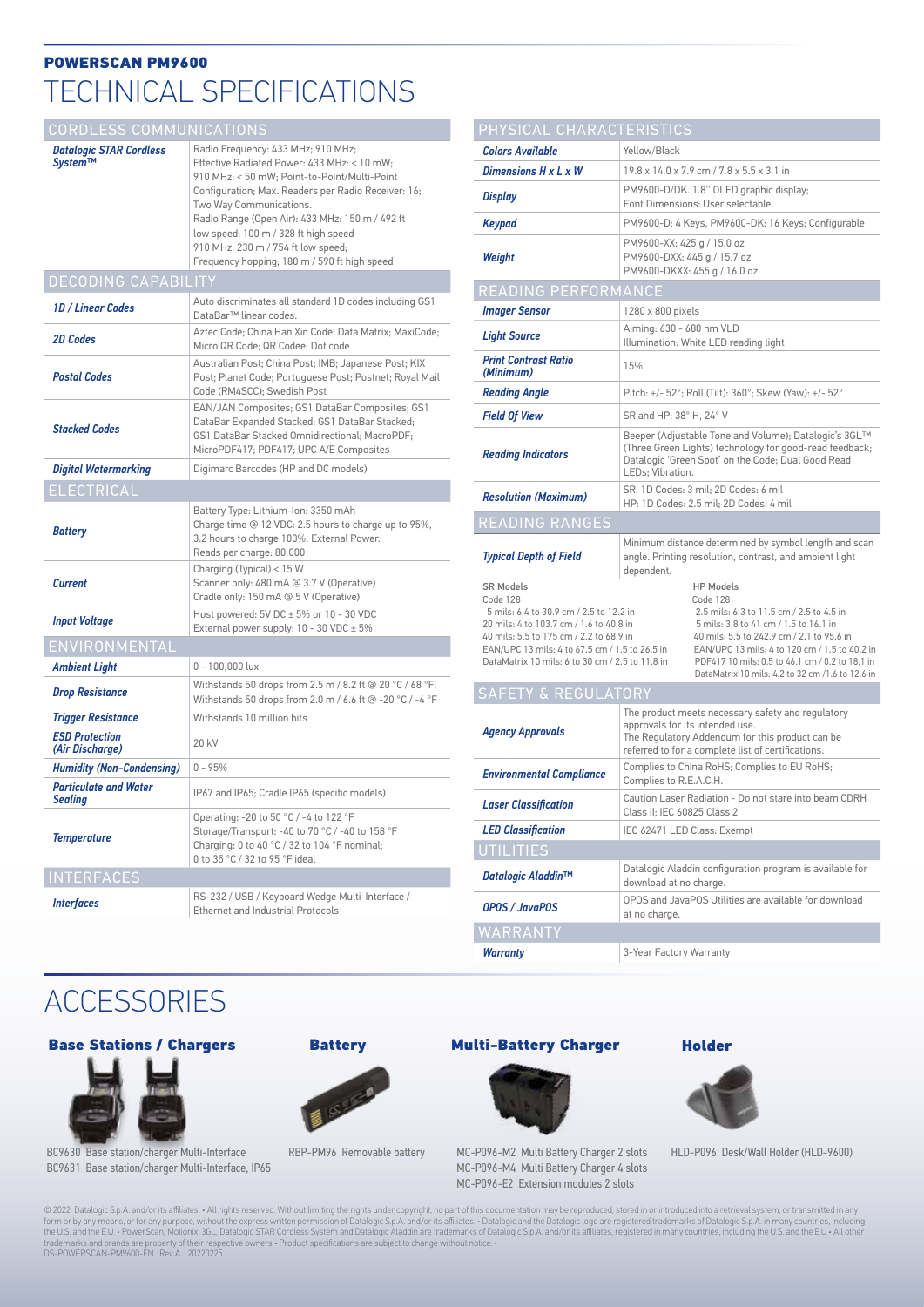**POWERSCAN PM9600**

# TECHNICAL SPECIFICATIONS

## CORDLESS COMMUNICATIONS

| | |
|---|---|
| ***Datalogic STAR Cordless System™*** | Radio Frequency: 433 MHz; 910 MHz; Effective Radiated Power: 433 MHz: < 10 mW; 910 MHz: < 50 mW; Point-to-Point/Multi-Point Configuration; Max. Readers per Radio Receiver: 16; Two Way Communications. Radio Range (Open Air): 433 MHz: 150 m / 492 ft low speed; 100 m / 328 ft high speed 910 MHz: 230 m / 754 ft low speed; Frequency hopping; 180 m / 590 ft high speed |

## DECODING CAPABILITY

| | |
|---|---|
| ***1D / Linear Codes*** | Auto discriminates all standard 1D codes including GS1 DataBar™ linear codes. |
| ***2D Codes*** | Aztec Code; China Han Xin Code; Data Matrix; MaxiCode; Micro QR Code; QR Codee; Dot code |
| ***Postal Codes*** | Australian Post; China Post; IMB; Japanese Post; KIX Post; Planet Code; Portuguese Post; Postnet; Royal Mail Code (RM4SCC); Swedish Post |
| ***Stacked Codes*** | EAN/JAN Composites; GS1 DataBar Composites; GS1 DataBar Expanded Stacked; GS1 DataBar Stacked; GS1 DataBar Stacked Omnidirectional; MacroPDF; MicroPDF417; PDF417; UPC A/E Composites |
| ***Digital Watermarking*** | Digimarc Barcodes (HP and DC models) |

## ELECTRICAL

| | |
|---|---|
| ***Battery*** | Battery Type: Lithium-Ion: 3350 mAh Charge time @ 12 VDC: 2.5 hours to charge up to 95%, 3.2 hours to charge 100%, External Power. Reads per charge: 80,000 |
| ***Current*** | Charging (Typical) < 15 W Scanner only: 480 mA @ 3.7 V (Operative) Cradle only: 150 mA @ 5 V (Operative) |
| ***Input Voltage*** | Host powered: 5V DC ± 5% or 10 - 30 VDC External power supply: 10 - 30 VDC ± 5% |

## ENVIRONMENTAL

| | |
|---|---|
| ***Ambient Light*** | 0 - 100,000 lux |
| ***Drop Resistance*** | Withstands 50 drops from 2.5 m / 8.2 ft @ 20 °C / 68 °F; Withstands 50 drops from 2.0 m / 6.6 ft @ -20 °C / -4 °F |
| ***Trigger Resistance*** | Withstands 10 million hits |
| ***ESD Protection (Air Discharge)*** | 20 kV |
| ***Humidity (Non-Condensing)*** | 0 - 95% |
| ***Particulate and Water Sealing*** | IP67 and IP65; Cradle IP65 (specific models) |
| ***Temperature*** | Operating: -20 to 50 °C / -4 to 122 °F Storage/Transport: -40 to 70 °C / -40 to 158 °F Charging: 0 to 40 °C / 32 to 104 °F nominal; 0 to 35 °C / 32 to 95 °F ideal |

## INTERFACES

| | |
|---|---|
| ***Interfaces*** | RS-232 / USB / Keyboard Wedge Multi-Interface / Ethernet and Industrial Protocols |

## PHYSICAL CHARACTERISTICS

| | |
|---|---|
| ***Colors Available*** | Yellow/Black |
| ***Dimensions H x L x W*** | 19.8 x 14.0 x 7.9 cm / 7.8 x 5.5 x 3.1 in |
| ***Display*** | PM9600-D/DK. 1.8" OLED graphic display; Font Dimensions: User selectable. |
| ***Keypad*** | PM9600-D: 4 Keys, PM9600-DK: 16 Keys; Configurable |
| ***Weight*** | PM9600-XX: 425 g / 15.0 oz PM9600-DXX: 445 g / 15.7 oz PM9600-DKXX: 455 g / 16.0 oz |

## READING PERFORMANCE

| | |
|---|---|
| ***Imager Sensor*** | 1280 x 800 pixels |
| ***Light Source*** | Aiming: 630 - 680 nm VLD Illumination: White LED reading light |
| ***Print Contrast Ratio (Minimum)*** | 15% |
| ***Reading Angle*** | Pitch: +/- 52°; Roll (Tilt): 360°; Skew (Yaw): +/- 52° |
| ***Field Of View*** | SR and HP: 38° H, 24° V |
| ***Reading Indicators*** | Beeper (Adjustable Tone and Volume); Datalogic's 3GL™ (Three Green Lights) technology for good-read feedback; Datalogic 'Green Spot' on the Code; Dual Good Read LEDs; Vibration. |
| ***Resolution (Maximum)*** | SR: 1D Codes: 3 mil; 2D Codes: 6 mil HP: 1D Codes: 2.5 mil; 2D Codes: 4 mil |

## READING RANGES

| | |
|---|---|
| ***Typical Depth of Field*** | Minimum distance determined by symbol length and scan angle. Printing resolution, contrast, and ambient light dependent. |

| SR Models | HP Models |
|---|---|
| Code 128 | Code 128 |
| 5 mils: 6.4 to 30.9 cm / 2.5 to 12.2 in | 2.5 mils: 6.3 to 11.5 cm / 2.5 to 4.5 in |
| 20 mils: 4 to 103.7 cm / 1.6 to 40.8 in | 5 mils: 3.8 to 41 cm / 1.5 to 16.1 in |
| 40 mils: 5.5 to 175 cm / 2.2 to 68.9 in | 40 mils: 5.5 to 242.9 cm / 2.1 to 95.6 in |
| EAN/UPC 13 mils: 4 to 67.5 cm / 1.5 to 26.5 in | EAN/UPC 13 mils: 4 to 120 cm / 1.5 to 40.2 in |
| DataMatrix 10 mils: 6 to 30 cm / 2.5 to 11.8 in | PDF417 10 mils: 0.5 to 46.1 cm / 0.2 to 18.1 in |
| | DataMatrix 10 mils: 4.2 to 32 cm /1.6 to 12.6 in |

## SAFETY & REGULATORY

| | |
|---|---|
| ***Agency Approvals*** | The product meets necessary safety and regulatory approvals for its intended use. The Regulatory Addendum for this product can be referred to for a complete list of certifications. |
| ***Environmental Compliance*** | Complies to China RoHS; Complies to EU RoHS; Complies to R.E.A.C.H. |
| ***Laser Classification*** | Caution Laser Radiation - Do not stare into beam CDRH Class II; IEC 60825 Class 2 |
| ***LED Classification*** | IEC 62471 LED Class: Exempt |

## UTILITIES

| | |
|---|---|
| ***Datalogic Aladdin™*** | Datalogic Aladdin configuration program is available for download at no charge. |
| ***OPOS / JavaPOS*** | OPOS and JavaPOS Utilities are available for download at no charge. |

## WARRANTY

| | |
|---|---|
| ***Warranty*** | 3-Year Factory Warranty |

# ACCESSORIES

### Base Stations / Chargers

BC9630 Base station/charger Multi-Interface
BC9631 Base station/charger Multi-Interface, IP65

### Battery

RBP-PM96 Removable battery

### Multi-Battery Charger

MC-P096-M2 Multi Battery Charger 2 slots
MC-P096-M4 Multi Battery Charger 4 slots
MC-P096-E2 Extension modules 2 slots

### Holder

HLD-P096 Desk/Wall Holder (HLD-9600)

© 2022 Datalogic S.p.A. and/or its affiliates. • All rights reserved. Without limiting the rights under copyright, no part of this documentation may be reproduced, stored in or introduced into a retrieval system, or transmitted in any form or by any means, or for any purpose, without the express written permission of Datalogic S.p.A. and/or its affiliates. • Datalogic and the Datalogic logo are registered trademarks of Datalogic S.p.A. in many countries, including the U.S. and the E.U. • PowerScan, Motionix, 3GL, Datalogic STAR Cordless System and Datalogic Aladdin are trademarks of Datalogic S.p.A. and/or its affiliates, registered in many countries, including the U.S. and the E.U • All other trademarks and brands are property of their respective owners • Product specifications are subject to change without notice. •
DS-POWERSCAN-PM9600-EN Rev A 20220225